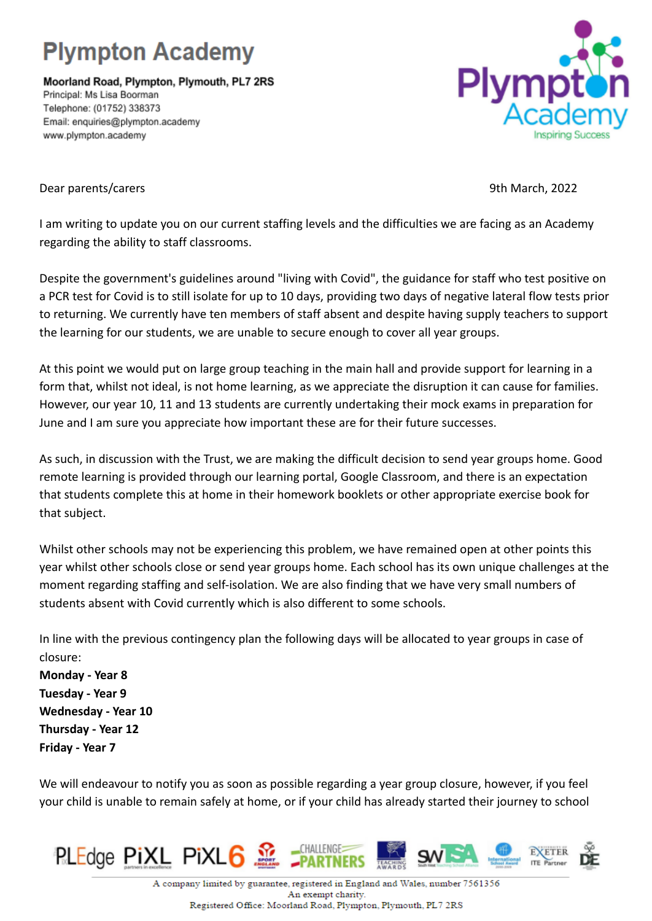# Plympton Academy

**Moorland Road, Plympton, Plymouth, PL7 2RS**
Principal: Ms Lisa Boorman
Telephone: (01752) 338373
Email: enquiries@plympton.academy
www.plympton.academy

Dear parents/carers

9th March, 2022

I am writing to update you on our current staffing levels and the difficulties we are facing as an Academy regarding the ability to staff classrooms.

Despite the government's guidelines around "living with Covid", the guidance for staff who test positive on a PCR test for Covid is to still isolate for up to 10 days, providing two days of negative lateral flow tests prior to returning. We currently have ten members of staff absent and despite having supply teachers to support the learning for our students, we are unable to secure enough to cover all year groups.

At this point we would put on large group teaching in the main hall and provide support for learning in a form that, whilst not ideal, is not home learning, as we appreciate the disruption it can cause for families. However, our year 10, 11 and 13 students are currently undertaking their mock exams in preparation for June and I am sure you appreciate how important these are for their future successes.

As such, in discussion with the Trust, we are making the difficult decision to send year groups home. Good remote learning is provided through our learning portal, Google Classroom, and there is an expectation that students complete this at home in their homework booklets or other appropriate exercise book for that subject.

Whilst other schools may not be experiencing this problem, we have remained open at other points this year whilst other schools close or send year groups home. Each school has its own unique challenges at the moment regarding staffing and self-isolation. We are also finding that we have very small numbers of students absent with Covid currently which is also different to some schools.

In line with the previous contingency plan the following days will be allocated to year groups in case of closure:

**Monday - Year 8**
**Tuesday - Year 9**
**Wednesday - Year 10**
**Thursday - Year 12**
**Friday - Year 7**

We will endeavour to notify you as soon as possible regarding a year group closure, however, if you feel your child is unable to remain safely at home, or if your child has already started their journey to school

A company limited by guarantee, registered in England and Wales, number 7561356
An exempt charity.
Registered Office: Moorland Road, Plympton, Plymouth, PL7 2RS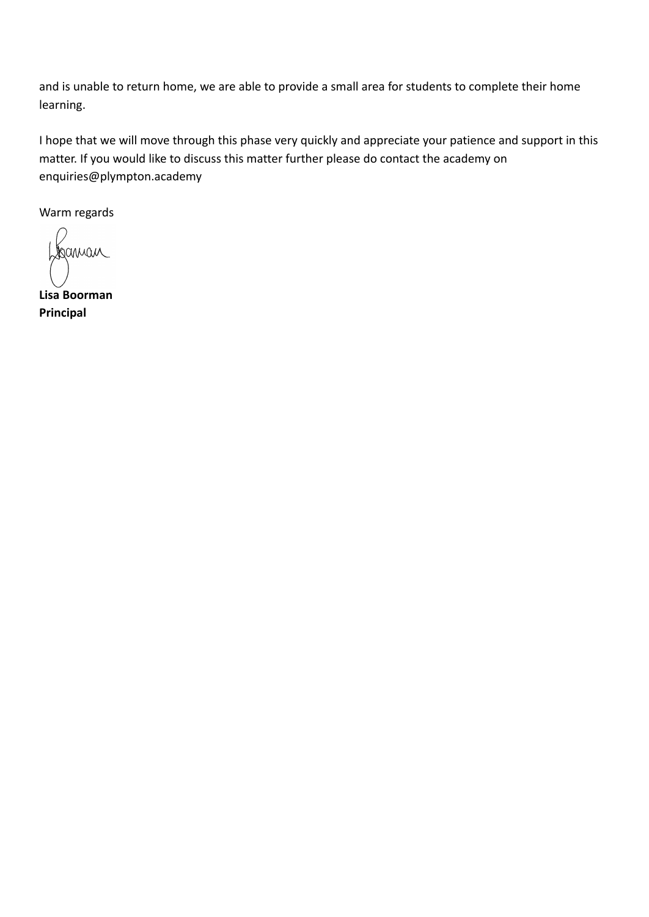and is unable to return home, we are able to provide a small area for students to complete their home learning.

I hope that we will move through this phase very quickly and appreciate your patience and support in this matter. If you would like to discuss this matter further please do contact the academy on enquiries@plympton.academy

Warm regards

**Lisa Boorman**
**Principal**